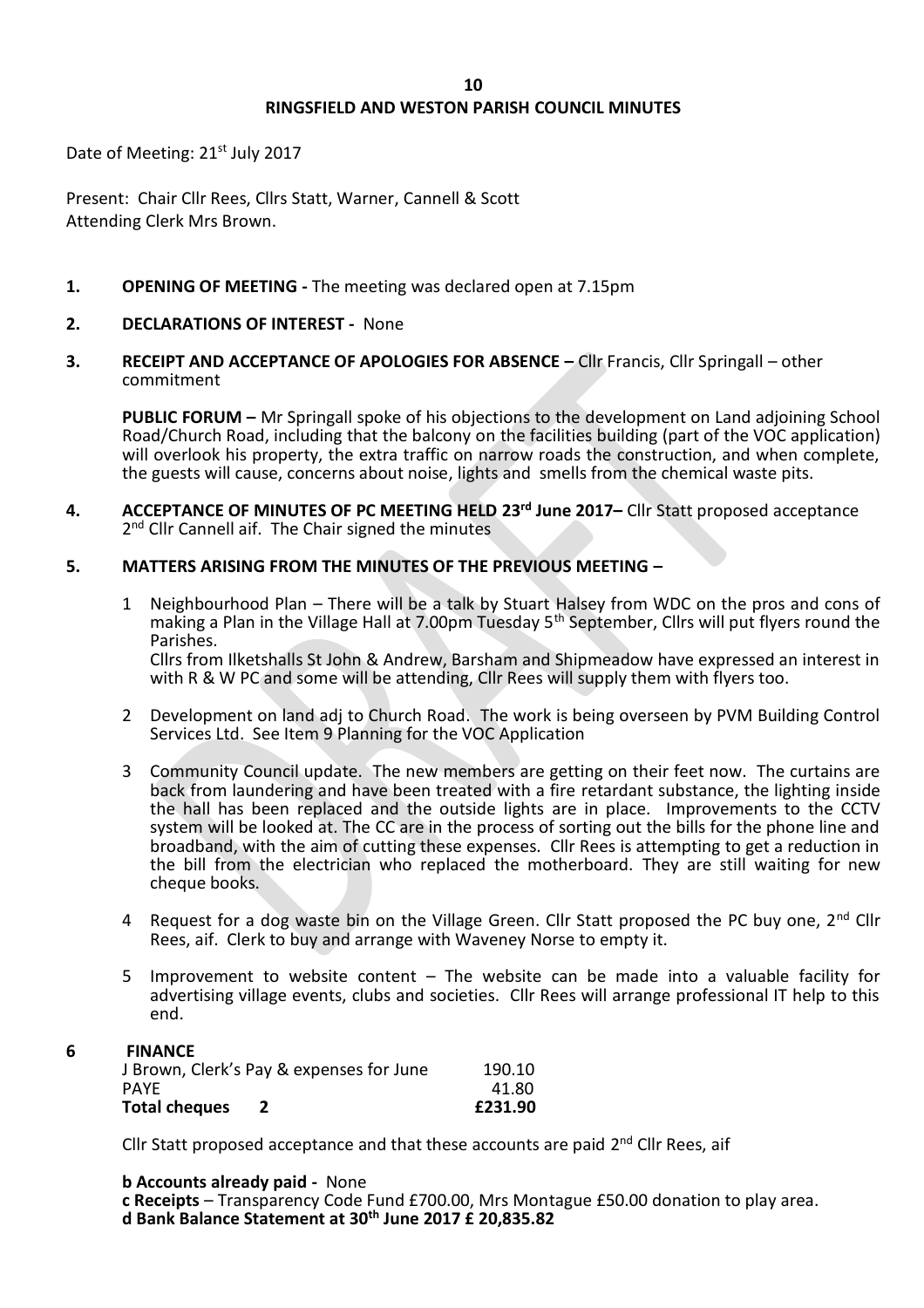# RINGSFIELD AND WESTON PARISH COUNCIL MINUTES

Date of Meeting: 21st July 2017

Present: Chair Cllr Rees, Cllrs Statt, Warner, Cannell & Scott
Attending Clerk Mrs Brown.

**1. OPENING OF MEETING -** The meeting was declared open at 7.15pm

**2. DECLARATIONS OF INTEREST -** None

**3. RECEIPT AND ACCEPTANCE OF APOLOGIES FOR ABSENCE –** Cllr Francis, Cllr Springall – other commitment

**PUBLIC FORUM –** Mr Springall spoke of his objections to the development on Land adjoining School Road/Church Road, including that the balcony on the facilities building (part of the VOC application) will overlook his property, the extra traffic on narrow roads the construction, and when complete, the guests will cause, concerns about noise, lights and smells from the chemical waste pits.

**4. ACCEPTANCE OF MINUTES OF PC MEETING HELD 23rd June 2017–** Cllr Statt proposed acceptance 2nd Cllr Cannell aif. The Chair signed the minutes

**5. MATTERS ARISING FROM THE MINUTES OF THE PREVIOUS MEETING –**

1. Neighbourhood Plan – There will be a talk by Stuart Halsey from WDC on the pros and cons of making a Plan in the Village Hall at 7.00pm Tuesday 5th September, Cllrs will put flyers round the Parishes.
   Cllrs from Ilketshalls St John & Andrew, Barsham and Shipmeadow have expressed an interest in with R & W PC and some will be attending, Cllr Rees will supply them with flyers too.

2. Development on land adj to Church Road. The work is being overseen by PVM Building Control Services Ltd. See Item 9 Planning for the VOC Application

3. Community Council update. The new members are getting on their feet now. The curtains are back from laundering and have been treated with a fire retardant substance, the lighting inside the hall has been replaced and the outside lights are in place. Improvements to the CCTV system will be looked at. The CC are in the process of sorting out the bills for the phone line and broadband, with the aim of cutting these expenses. Cllr Rees is attempting to get a reduction in the bill from the electrician who replaced the motherboard. They are still waiting for new cheque books.

4. Request for a dog waste bin on the Village Green. Cllr Statt proposed the PC buy one, 2nd Cllr Rees, aif. Clerk to buy and arrange with Waveney Norse to empty it.

5. Improvement to website content – The website can be made into a valuable facility for advertising village events, clubs and societies. Cllr Rees will arrange professional IT help to this end.

**6 FINANCE**

| | | |
|---|---|---|
| J Brown, Clerk's Pay & expenses for June | | 190.10 |
| PAYE | | 41.80 |
| **Total cheques** | **2** | **£231.90** |

Cllr Statt proposed acceptance and that these accounts are paid 2nd Cllr Rees, aif

**b Accounts already paid -** None
**c Receipts** – Transparency Code Fund £700.00, Mrs Montague £50.00 donation to play area.
**d Bank Balance Statement at 30th June 2017 £ 20,835.82**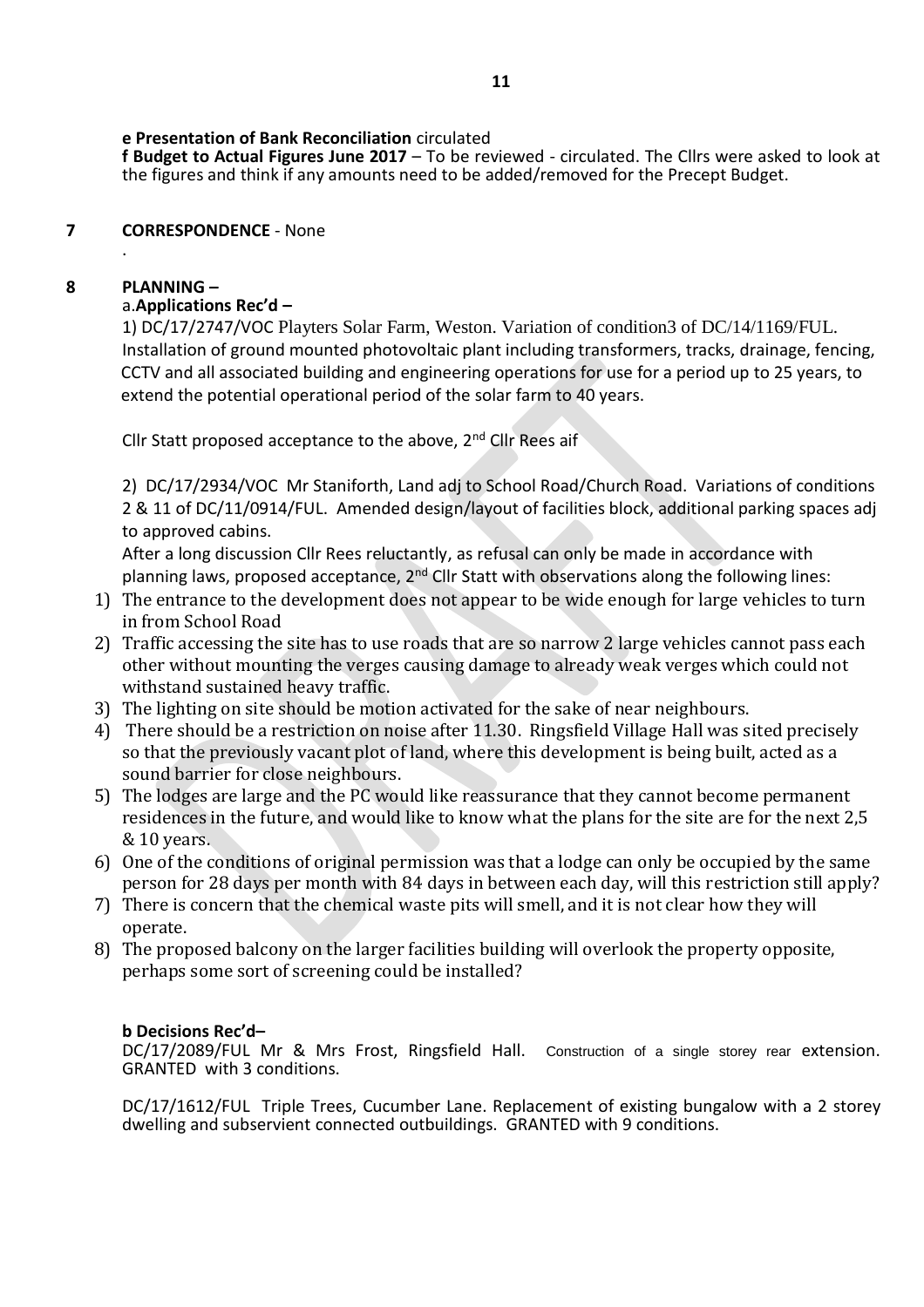**e Presentation of Bank Reconciliation** circulated
**f Budget to Actual Figures June 2017** – To be reviewed - circulated. The Cllrs were asked to look at the figures and think if any amounts need to be added/removed for the Precept Budget.

**7 CORRESPONDENCE** - None

.

**8 PLANNING –**

a.**Applications Rec'd –**

1) DC/17/2747/VOC Playters Solar Farm, Weston. Variation of condition3 of DC/14/1169/FUL. Installation of ground mounted photovoltaic plant including transformers, tracks, drainage, fencing, CCTV and all associated building and engineering operations for use for a period up to 25 years, to extend the potential operational period of the solar farm to 40 years.

Cllr Statt proposed acceptance to the above, 2nd Cllr Rees aif

2) DC/17/2934/VOC Mr Staniforth, Land adj to School Road/Church Road. Variations of conditions 2 & 11 of DC/11/0914/FUL. Amended design/layout of facilities block, additional parking spaces adj to approved cabins.

After a long discussion Cllr Rees reluctantly, as refusal can only be made in accordance with planning laws, proposed acceptance, 2nd Cllr Statt with observations along the following lines:

1) The entrance to the development does not appear to be wide enough for large vehicles to turn in from School Road
2) Traffic accessing the site has to use roads that are so narrow 2 large vehicles cannot pass each other without mounting the verges causing damage to already weak verges which could not withstand sustained heavy traffic.
3) The lighting on site should be motion activated for the sake of near neighbours.
4) There should be a restriction on noise after 11.30. Ringsfield Village Hall was sited precisely so that the previously vacant plot of land, where this development is being built, acted as a sound barrier for close neighbours.
5) The lodges are large and the PC would like reassurance that they cannot become permanent residences in the future, and would like to know what the plans for the site are for the next 2,5 & 10 years.
6) One of the conditions of original permission was that a lodge can only be occupied by the same person for 28 days per month with 84 days in between each day, will this restriction still apply?
7) There is concern that the chemical waste pits will smell, and it is not clear how they will operate.
8) The proposed balcony on the larger facilities building will overlook the property opposite, perhaps some sort of screening could be installed?

**b Decisions Rec'd–**

DC/17/2089/FUL Mr & Mrs Frost, Ringsfield Hall. Construction of a single storey rear extension. GRANTED with 3 conditions.

DC/17/1612/FUL Triple Trees, Cucumber Lane. Replacement of existing bungalow with a 2 storey dwelling and subservient connected outbuildings. GRANTED with 9 conditions.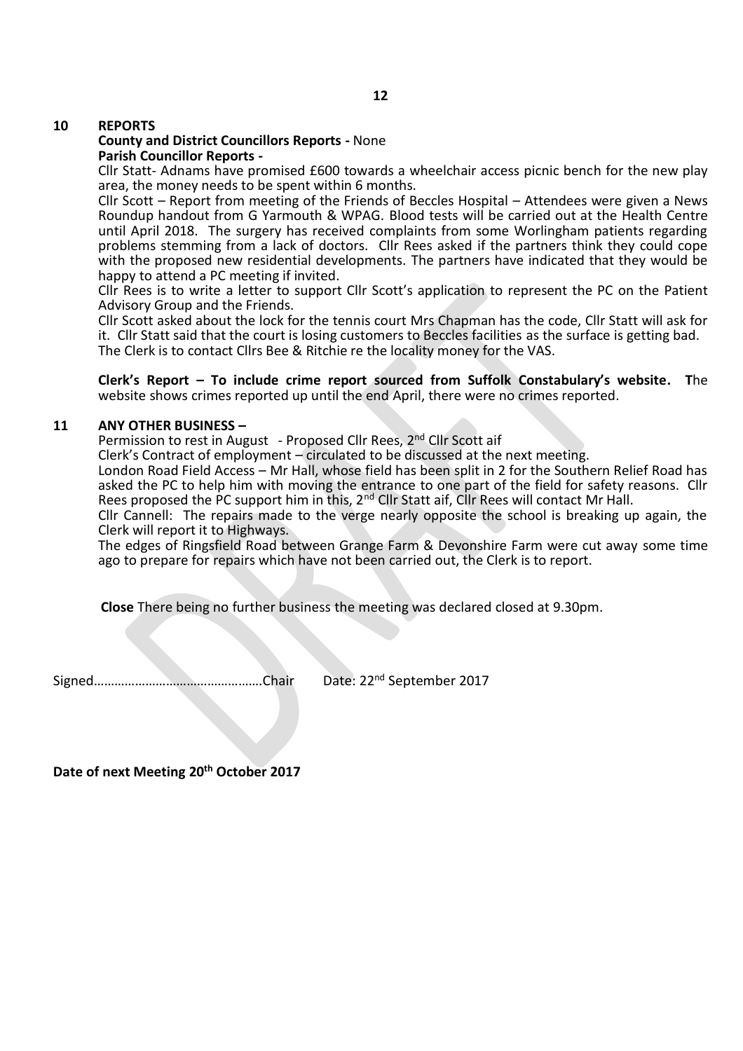## 10 REPORTS

**County and District Councillors Reports -** None

**Parish Councillor Reports -**

Cllr Statt- Adnams have promised £600 towards a wheelchair access picnic bench for the new play area, the money needs to be spent within 6 months.

Cllr Scott – Report from meeting of the Friends of Beccles Hospital – Attendees were given a News Roundup handout from G Yarmouth & WPAG. Blood tests will be carried out at the Health Centre until April 2018. The surgery has received complaints from some Worlingham patients regarding problems stemming from a lack of doctors. Cllr Rees asked if the partners think they could cope with the proposed new residential developments. The partners have indicated that they would be happy to attend a PC meeting if invited.

Cllr Rees is to write a letter to support Cllr Scott's application to represent the PC on the Patient Advisory Group and the Friends.

Cllr Scott asked about the lock for the tennis court Mrs Chapman has the code, Cllr Statt will ask for it. Cllr Statt said that the court is losing customers to Beccles facilities as the surface is getting bad.

The Clerk is to contact Cllrs Bee & Ritchie re the locality money for the VAS.

**Clerk's Report – To include crime report sourced from Suffolk Constabulary's website. T**he website shows crimes reported up until the end April, there were no crimes reported.

## 11 ANY OTHER BUSINESS –

Permission to rest in August - Proposed Cllr Rees, 2nd Cllr Scott aif

Clerk's Contract of employment – circulated to be discussed at the next meeting.

London Road Field Access – Mr Hall, whose field has been split in 2 for the Southern Relief Road has asked the PC to help him with moving the entrance to one part of the field for safety reasons. Cllr Rees proposed the PC support him in this, 2nd Cllr Statt aif, Cllr Rees will contact Mr Hall.

Cllr Cannell: The repairs made to the verge nearly opposite the school is breaking up again, the Clerk will report it to Highways.

The edges of Ringsfield Road between Grange Farm & Devonshire Farm were cut away some time ago to prepare for repairs which have not been carried out, the Clerk is to report.

**Close** There being no further business the meeting was declared closed at 9.30pm.

Signed………………………………………….Chair Date: 22nd September 2017

**Date of next Meeting 20th October 2017**